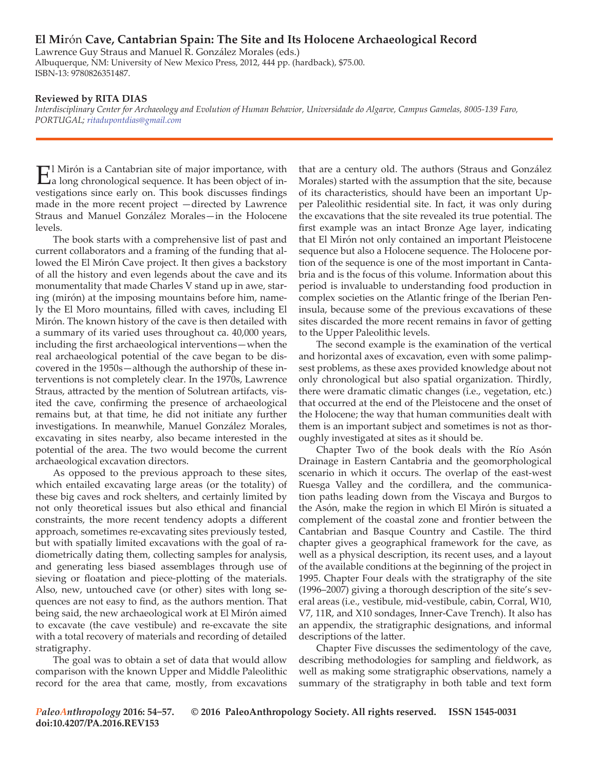# El Mirón Cave, Cantabrian Spain: The Site and Its Holocene Archaeological Record

Lawrence Guy Straus and Manuel R. González Morales (eds.)
Albuquerque, NM: University of New Mexico Press, 2012, 444 pp. (hardback), $75.00.
ISBN-13: 9780826351487.

**Reviewed by RITA DIAS**

*Interdisciplinary Center for Archaeology and Evolution of Human Behavior, Universidade do Algarve, Campus Gamelas, 8005-139 Faro, PORTUGAL; ritadupontdias@gmail.com*

El Mirón is a Cantabrian site of major importance, with a long chronological sequence. It has been object of investigations since early on. This book discusses findings made in the more recent project —directed by Lawrence Straus and Manuel González Morales—in the Holocene levels.

The book starts with a comprehensive list of past and current collaborators and a framing of the funding that allowed the El Mirón Cave project. It then gives a backstory of all the history and even legends about the cave and its monumentality that made Charles V stand up in awe, staring (mirón) at the imposing mountains before him, namely the El Moro mountains, filled with caves, including El Mirón. The known history of the cave is then detailed with a summary of its varied uses throughout ca. 40,000 years, including the first archaeological interventions—when the real archaeological potential of the cave began to be discovered in the 1950s—although the authorship of these interventions is not completely clear. In the 1970s, Lawrence Straus, attracted by the mention of Solutrean artifacts, visited the cave, confirming the presence of archaeological remains but, at that time, he did not initiate any further investigations. In meanwhile, Manuel González Morales, excavating in sites nearby, also became interested in the potential of the area. The two would become the current archaeological excavation directors.

As opposed to the previous approach to these sites, which entailed excavating large areas (or the totality) of these big caves and rock shelters, and certainly limited by not only theoretical issues but also ethical and financial constraints, the more recent tendency adopts a different approach, sometimes re-excavating sites previously tested, but with spatially limited excavations with the goal of radiometrically dating them, collecting samples for analysis, and generating less biased assemblages through use of sieving or floatation and piece-plotting of the materials. Also, new, untouched cave (or other) sites with long sequences are not easy to find, as the authors mention. That being said, the new archaeological work at El Mirón aimed to excavate (the cave vestibule) and re-excavate the site with a total recovery of materials and recording of detailed stratigraphy.

The goal was to obtain a set of data that would allow comparison with the known Upper and Middle Paleolithic record for the area that came, mostly, from excavations that are a century old. The authors (Straus and González Morales) started with the assumption that the site, because of its characteristics, should have been an important Upper Paleolithic residential site. In fact, it was only during the excavations that the site revealed its true potential. The first example was an intact Bronze Age layer, indicating that El Mirón not only contained an important Pleistocene sequence but also a Holocene sequence. The Holocene portion of the sequence is one of the most important in Cantabria and is the focus of this volume. Information about this period is invaluable to understanding food production in complex societies on the Atlantic fringe of the Iberian Peninsula, because some of the previous excavations of these sites discarded the more recent remains in favor of getting to the Upper Paleolithic levels.

The second example is the examination of the vertical and horizontal axes of excavation, even with some palimpsest problems, as these axes provided knowledge about not only chronological but also spatial organization. Thirdly, there were dramatic climatic changes (i.e., vegetation, etc.) that occurred at the end of the Pleistocene and the onset of the Holocene; the way that human communities dealt with them is an important subject and sometimes is not as thoroughly investigated at sites as it should be.

Chapter Two of the book deals with the Río Asón Drainage in Eastern Cantabria and the geomorphological scenario in which it occurs. The overlap of the east-west Ruesga Valley and the cordillera, and the communication paths leading down from the Viscaya and Burgos to the Asón, make the region in which El Mirón is situated a complement of the coastal zone and frontier between the Cantabrian and Basque Country and Castile. The third chapter gives a geographical framework for the cave, as well as a physical description, its recent uses, and a layout of the available conditions at the beginning of the project in 1995. Chapter Four deals with the stratigraphy of the site (1996–2007) giving a thorough description of the site's several areas (i.e., vestibule, mid-vestibule, cabin, Corral, W10, V7, 11R, and X10 sondages, Inner-Cave Trench). It also has an appendix, the stratigraphic designations, and informal descriptions of the latter.

Chapter Five discusses the sedimentology of the cave, describing methodologies for sampling and fieldwork, as well as making some stratigraphic observations, namely a summary of the stratigraphy in both table and text form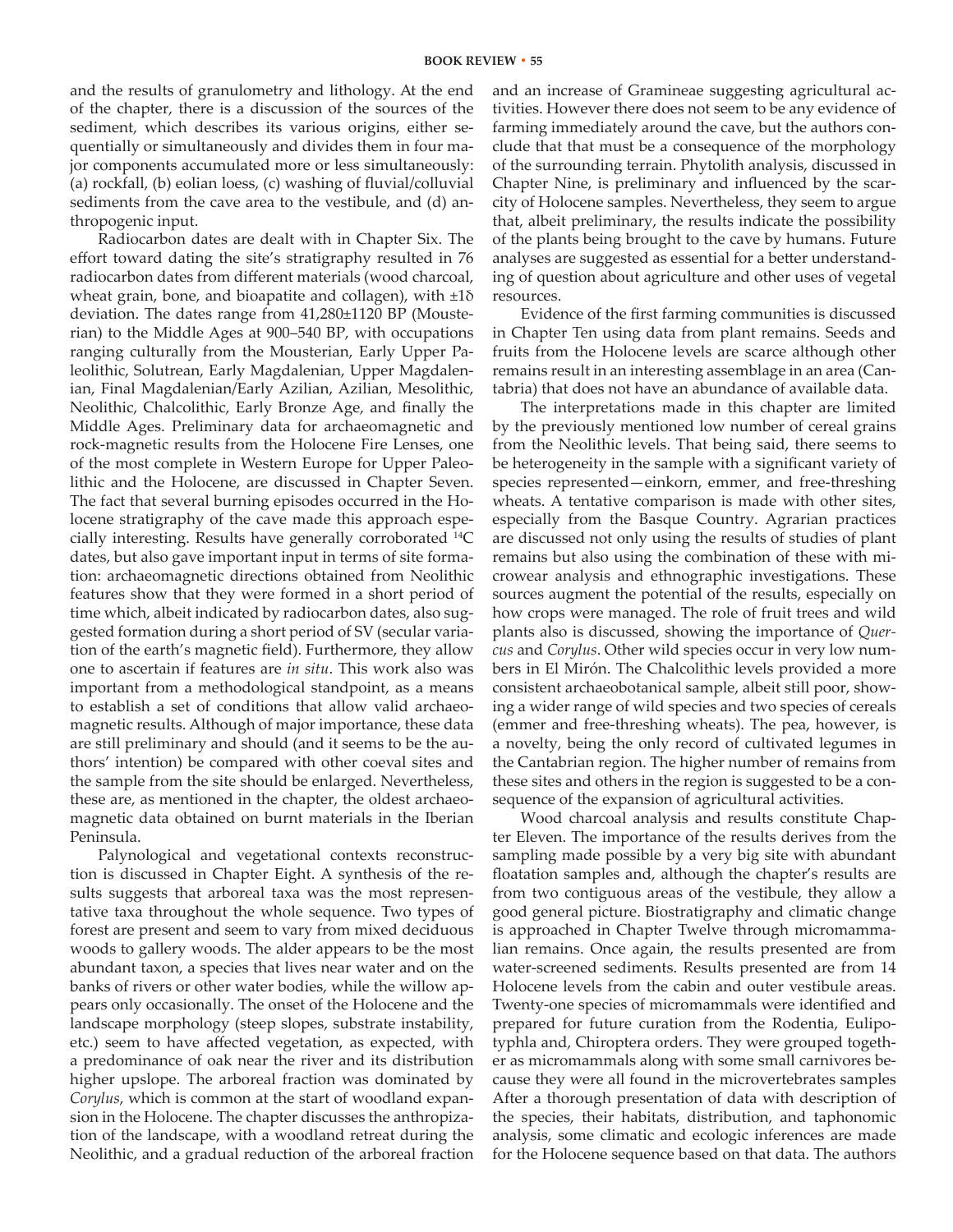and the results of granulometry and lithology. At the end of the chapter, there is a discussion of the sources of the sediment, which describes its various origins, either sequentially or simultaneously and divides them in four major components accumulated more or less simultaneously: (a) rockfall, (b) eolian loess, (c) washing of fluvial/colluvial sediments from the cave area to the vestibule, and (d) anthropogenic input.

Radiocarbon dates are dealt with in Chapter Six. The effort toward dating the site's stratigraphy resulted in 76 radiocarbon dates from different materials (wood charcoal, wheat grain, bone, and bioapatite and collagen), with ±1δ deviation. The dates range from 41,280±1120 BP (Mousterian) to the Middle Ages at 900–540 BP, with occupations ranging culturally from the Mousterian, Early Upper Paleolithic, Solutrean, Early Magdalenian, Upper Magdalenian, Final Magdalenian/Early Azilian, Azilian, Mesolithic, Neolithic, Chalcolithic, Early Bronze Age, and finally the Middle Ages. Preliminary data for archaeomagnetic and rock-magnetic results from the Holocene Fire Lenses, one of the most complete in Western Europe for Upper Paleolithic and the Holocene, are discussed in Chapter Seven. The fact that several burning episodes occurred in the Holocene stratigraphy of the cave made this approach especially interesting. Results have generally corroborated $^{14}$C dates, but also gave important input in terms of site formation: archaeomagnetic directions obtained from Neolithic features show that they were formed in a short period of time which, albeit indicated by radiocarbon dates, also suggested formation during a short period of SV (secular variation of the earth's magnetic field). Furthermore, they allow one to ascertain if features are *in situ*. This work also was important from a methodological standpoint, as a means to establish a set of conditions that allow valid archaeomagnetic results. Although of major importance, these data are still preliminary and should (and it seems to be the authors' intention) be compared with other coeval sites and the sample from the site should be enlarged. Nevertheless, these are, as mentioned in the chapter, the oldest archaeomagnetic data obtained on burnt materials in the Iberian Peninsula.

Palynological and vegetational contexts reconstruction is discussed in Chapter Eight. A synthesis of the results suggests that arboreal taxa was the most representative taxa throughout the whole sequence. Two types of forest are present and seem to vary from mixed deciduous woods to gallery woods. The alder appears to be the most abundant taxon, a species that lives near water and on the banks of rivers or other water bodies, while the willow appears only occasionally. The onset of the Holocene and the landscape morphology (steep slopes, substrate instability, etc.) seem to have affected vegetation, as expected, with a predominance of oak near the river and its distribution higher upslope. The arboreal fraction was dominated by *Corylus*, which is common at the start of woodland expansion in the Holocene. The chapter discusses the anthropization of the landscape, with a woodland retreat during the Neolithic, and a gradual reduction of the arboreal fraction and an increase of Gramineae suggesting agricultural activities. However there does not seem to be any evidence of farming immediately around the cave, but the authors conclude that that must be a consequence of the morphology of the surrounding terrain. Phytolith analysis, discussed in Chapter Nine, is preliminary and influenced by the scarcity of Holocene samples. Nevertheless, they seem to argue that, albeit preliminary, the results indicate the possibility of the plants being brought to the cave by humans. Future analyses are suggested as essential for a better understanding of question about agriculture and other uses of vegetal resources.

Evidence of the first farming communities is discussed in Chapter Ten using data from plant remains. Seeds and fruits from the Holocene levels are scarce although other remains result in an interesting assemblage in an area (Cantabria) that does not have an abundance of available data.

The interpretations made in this chapter are limited by the previously mentioned low number of cereal grains from the Neolithic levels. That being said, there seems to be heterogeneity in the sample with a significant variety of species represented—einkorn, emmer, and free-threshing wheats. A tentative comparison is made with other sites, especially from the Basque Country. Agrarian practices are discussed not only using the results of studies of plant remains but also using the combination of these with microwear analysis and ethnographic investigations. These sources augment the potential of the results, especially on how crops were managed. The role of fruit trees and wild plants also is discussed, showing the importance of *Quercus* and *Corylus*. Other wild species occur in very low numbers in El Mirón. The Chalcolithic levels provided a more consistent archaeobotanical sample, albeit still poor, showing a wider range of wild species and two species of cereals (emmer and free-threshing wheats). The pea, however, is a novelty, being the only record of cultivated legumes in the Cantabrian region. The higher number of remains from these sites and others in the region is suggested to be a consequence of the expansion of agricultural activities.

Wood charcoal analysis and results constitute Chapter Eleven. The importance of the results derives from the sampling made possible by a very big site with abundant floatation samples and, although the chapter's results are from two contiguous areas of the vestibule, they allow a good general picture. Biostratigraphy and climatic change is approached in Chapter Twelve through micromammalian remains. Once again, the results presented are from water-screened sediments. Results presented are from 14 Holocene levels from the cabin and outer vestibule areas. Twenty-one species of micromammals were identified and prepared for future curation from the Rodentia, Eulipotyphla and, Chiroptera orders. They were grouped together as micromammals along with some small carnivores because they were all found in the microvertebrates samples After a thorough presentation of data with description of the species, their habitats, distribution, and taphonomic analysis, some climatic and ecologic inferences are made for the Holocene sequence based on that data. The authors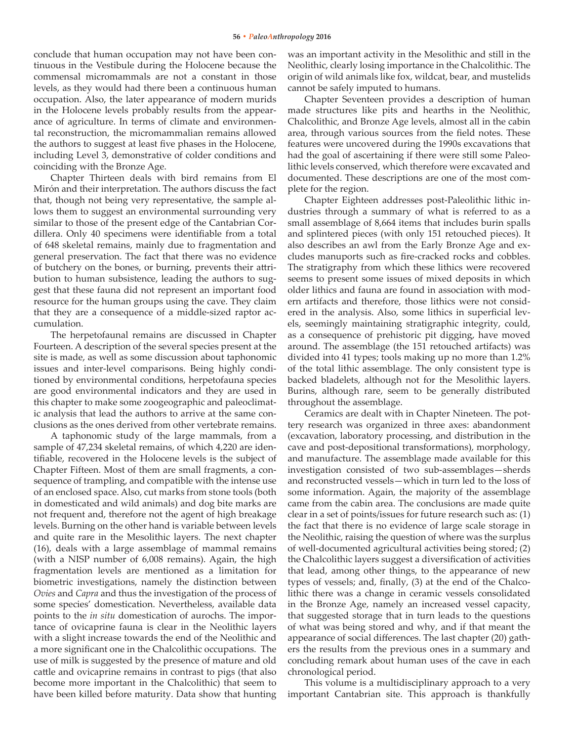conclude that human occupation may not have been continuous in the Vestibule during the Holocene because the commensal micromammals are not a constant in those levels, as they would had there been a continuous human occupation. Also, the later appearance of modern murids in the Holocene levels probably results from the appearance of agriculture. In terms of climate and environmental reconstruction, the micromammalian remains allowed the authors to suggest at least five phases in the Holocene, including Level 3, demonstrative of colder conditions and coinciding with the Bronze Age.

Chapter Thirteen deals with bird remains from El Mirón and their interpretation. The authors discuss the fact that, though not being very representative, the sample allows them to suggest an environmental surrounding very similar to those of the present edge of the Cantabrian Cordillera. Only 40 specimens were identifiable from a total of 648 skeletal remains, mainly due to fragmentation and general preservation. The fact that there was no evidence of butchery on the bones, or burning, prevents their attribution to human subsistence, leading the authors to suggest that these fauna did not represent an important food resource for the human groups using the cave. They claim that they are a consequence of a middle-sized raptor accumulation.

The herpetofaunal remains are discussed in Chapter Fourteen. A description of the several species present at the site is made, as well as some discussion about taphonomic issues and inter-level comparisons. Being highly conditioned by environmental conditions, herpetofauna species are good environmental indicators and they are used in this chapter to make some zoogeographic and paleoclimatic analysis that lead the authors to arrive at the same conclusions as the ones derived from other vertebrate remains.

A taphonomic study of the large mammals, from a sample of 47,234 skeletal remains, of which 4,220 are identifiable, recovered in the Holocene levels is the subject of Chapter Fifteen. Most of them are small fragments, a consequence of trampling, and compatible with the intense use of an enclosed space. Also, cut marks from stone tools (both in domesticated and wild animals) and dog bite marks are not frequent and, therefore not the agent of high breakage levels. Burning on the other hand is variable between levels and quite rare in the Mesolithic layers. The next chapter (16), deals with a large assemblage of mammal remains (with a NISP number of 6,008 remains). Again, the high fragmentation levels are mentioned as a limitation for biometric investigations, namely the distinction between *Ovies* and *Capra* and thus the investigation of the process of some species' domestication. Nevertheless, available data points to the *in situ* domestication of aurochs. The importance of ovicaprine fauna is clear in the Neolithic layers with a slight increase towards the end of the Neolithic and a more significant one in the Chalcolithic occupations. The use of milk is suggested by the presence of mature and old cattle and ovicaprine remains in contrast to pigs (that also become more important in the Chalcolithic) that seem to have been killed before maturity. Data show that hunting was an important activity in the Mesolithic and still in the Neolithic, clearly losing importance in the Chalcolithic. The origin of wild animals like fox, wildcat, bear, and mustelids cannot be safely imputed to humans.

Chapter Seventeen provides a description of human made structures like pits and hearths in the Neolithic, Chalcolithic, and Bronze Age levels, almost all in the cabin area, through various sources from the field notes. These features were uncovered during the 1990s excavations that had the goal of ascertaining if there were still some Paleolithic levels conserved, which therefore were excavated and documented. These descriptions are one of the most complete for the region.

Chapter Eighteen addresses post-Paleolithic lithic industries through a summary of what is referred to as a small assemblage of 8,664 items that includes burin spalls and splintered pieces (with only 151 retouched pieces). It also describes an awl from the Early Bronze Age and excludes manuports such as fire-cracked rocks and cobbles. The stratigraphy from which these lithics were recovered seems to present some issues of mixed deposits in which older lithics and fauna are found in association with modern artifacts and therefore, those lithics were not considered in the analysis. Also, some lithics in superficial levels, seemingly maintaining stratigraphic integrity, could, as a consequence of prehistoric pit digging, have moved around. The assemblage (the 151 retouched artifacts) was divided into 41 types; tools making up no more than 1.2% of the total lithic assemblage. The only consistent type is backed bladelets, although not for the Mesolithic layers. Burins, although rare, seem to be generally distributed throughout the assemblage.

Ceramics are dealt with in Chapter Nineteen. The pottery research was organized in three axes: abandonment (excavation, laboratory processing, and distribution in the cave and post-depositional transformations), morphology, and manufacture. The assemblage made available for this investigation consisted of two sub-assemblages—sherds and reconstructed vessels—which in turn led to the loss of some information. Again, the majority of the assemblage came from the cabin area. The conclusions are made quite clear in a set of points/issues for future research such as: (1) the fact that there is no evidence of large scale storage in the Neolithic, raising the question of where was the surplus of well-documented agricultural activities being stored; (2) the Chalcolithic layers suggest a diversification of activities that lead, among other things, to the appearance of new types of vessels; and, finally, (3) at the end of the Chalcolithic there was a change in ceramic vessels consolidated in the Bronze Age, namely an increased vessel capacity, that suggested storage that in turn leads to the questions of what was being stored and why, and if that meant the appearance of social differences. The last chapter (20) gathers the results from the previous ones in a summary and concluding remark about human uses of the cave in each chronological period.

This volume is a multidisciplinary approach to a very important Cantabrian site. This approach is thankfully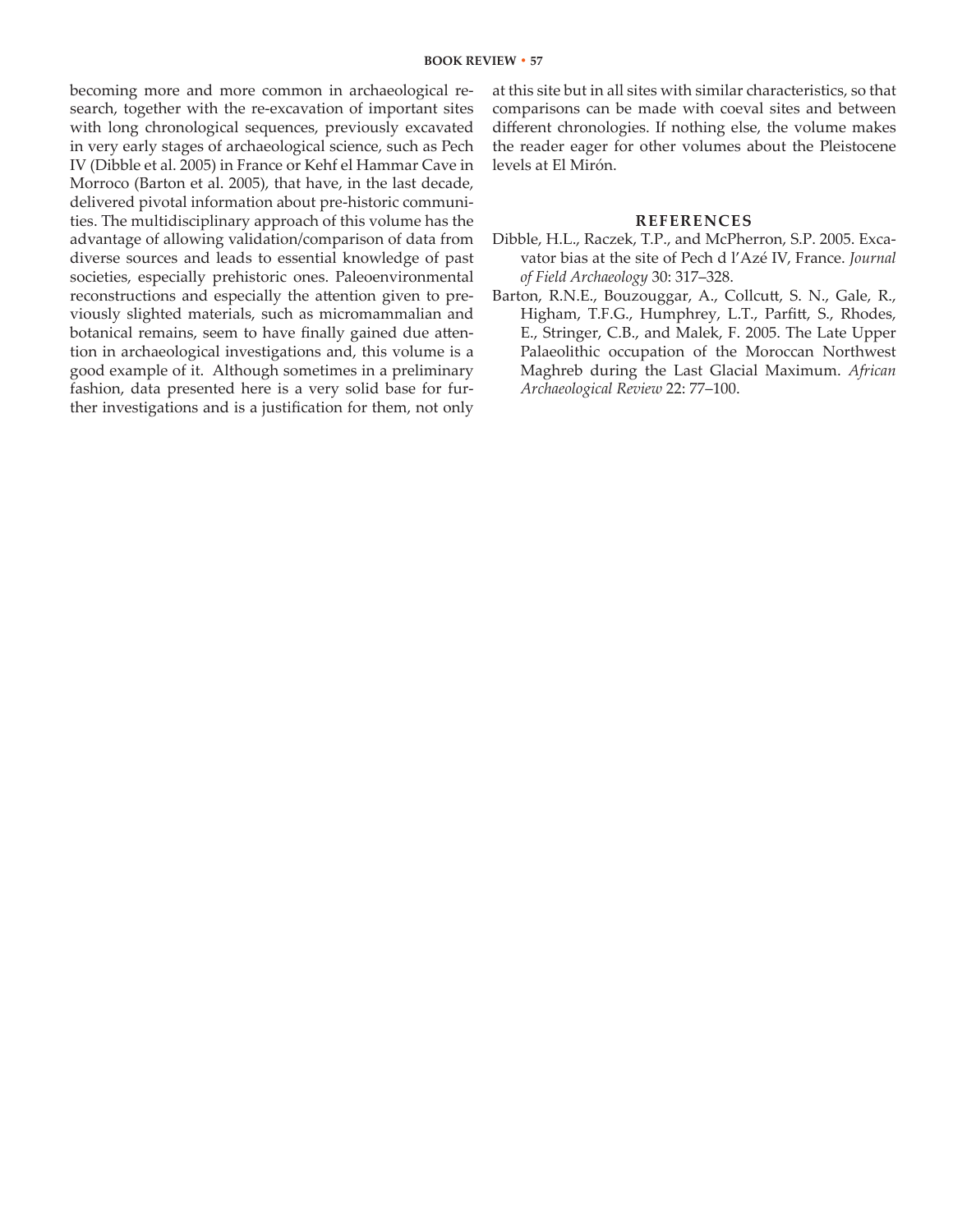becoming more and more common in archaeological research, together with the re-excavation of important sites with long chronological sequences, previously excavated in very early stages of archaeological science, such as Pech IV (Dibble et al. 2005) in France or Kehf el Hammar Cave in Morroco (Barton et al. 2005), that have, in the last decade, delivered pivotal information about pre-historic communities. The multidisciplinary approach of this volume has the advantage of allowing validation/comparison of data from diverse sources and leads to essential knowledge of past societies, especially prehistoric ones. Paleoenvironmental reconstructions and especially the attention given to previously slighted materials, such as micromammalian and botanical remains, seem to have finally gained due attention in archaeological investigations and, this volume is a good example of it. Although sometimes in a preliminary fashion, data presented here is a very solid base for further investigations and is a justification for them, not only at this site but in all sites with similar characteristics, so that comparisons can be made with coeval sites and between different chronologies. If nothing else, the volume makes the reader eager for other volumes about the Pleistocene levels at El Mirón.

## REFERENCES

Dibble, H.L., Raczek, T.P., and McPherron, S.P. 2005. Excavator bias at the site of Pech d l'Azé IV, France. *Journal of Field Archaeology* 30: 317–328.

Barton, R.N.E., Bouzouggar, A., Collcutt, S. N., Gale, R., Higham, T.F.G., Humphrey, L.T., Parfitt, S., Rhodes, E., Stringer, C.B., and Malek, F. 2005. The Late Upper Palaeolithic occupation of the Moroccan Northwest Maghreb during the Last Glacial Maximum. *African Archaeological Review* 22: 77–100.